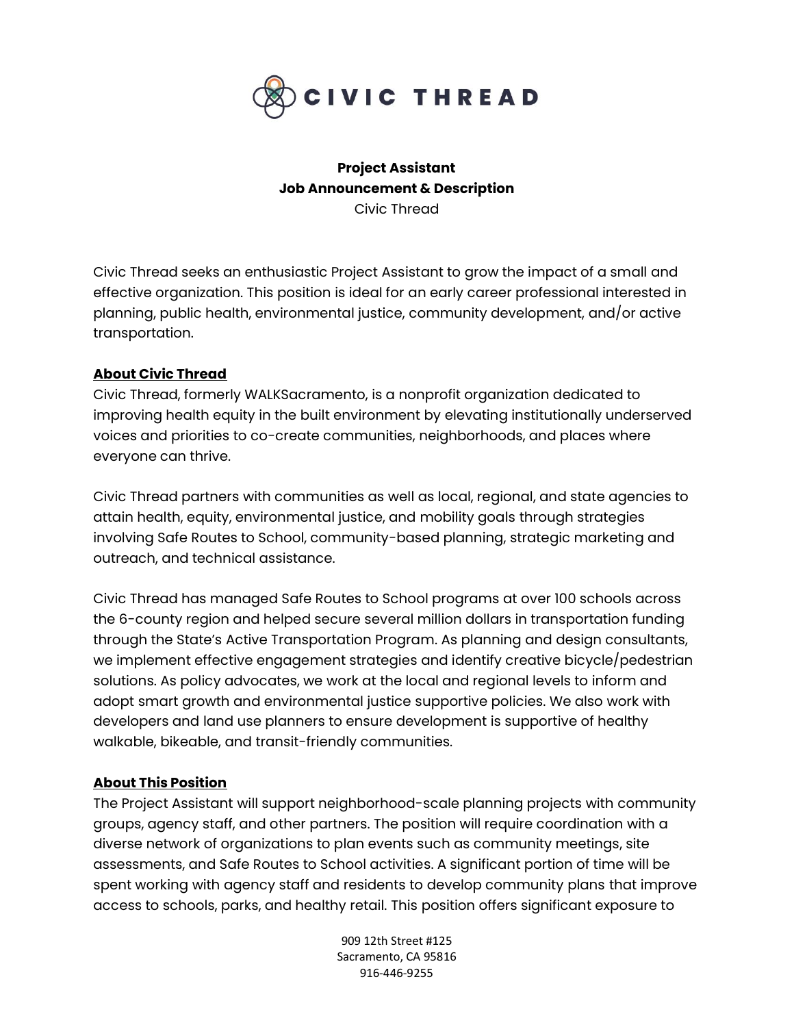**Project Assistant**
**Job Announcement & Description**
Civic Thread

Civic Thread seeks an enthusiastic Project Assistant to grow the impact of a small and effective organization. This position is ideal for an early career professional interested in planning, public health, environmental justice, community development, and/or active transportation.

## About Civic Thread

Civic Thread, formerly WALKSacramento, is a nonprofit organization dedicated to improving health equity in the built environment by elevating institutionally underserved voices and priorities to co-create communities, neighborhoods, and places where everyone can thrive.

Civic Thread partners with communities as well as local, regional, and state agencies to attain health, equity, environmental justice, and mobility goals through strategies involving Safe Routes to School, community-based planning, strategic marketing and outreach, and technical assistance.

Civic Thread has managed Safe Routes to School programs at over 100 schools across the 6-county region and helped secure several million dollars in transportation funding through the State's Active Transportation Program. As planning and design consultants, we implement effective engagement strategies and identify creative bicycle/pedestrian solutions. As policy advocates, we work at the local and regional levels to inform and adopt smart growth and environmental justice supportive policies. We also work with developers and land use planners to ensure development is supportive of healthy walkable, bikeable, and transit-friendly communities.

## About This Position

The Project Assistant will support neighborhood-scale planning projects with community groups, agency staff, and other partners. The position will require coordination with a diverse network of organizations to plan events such as community meetings, site assessments, and Safe Routes to School activities. A significant portion of time will be spent working with agency staff and residents to develop community plans that improve access to schools, parks, and healthy retail. This position offers significant exposure to

909 12th Street #125
Sacramento, CA 95816
916-446-9255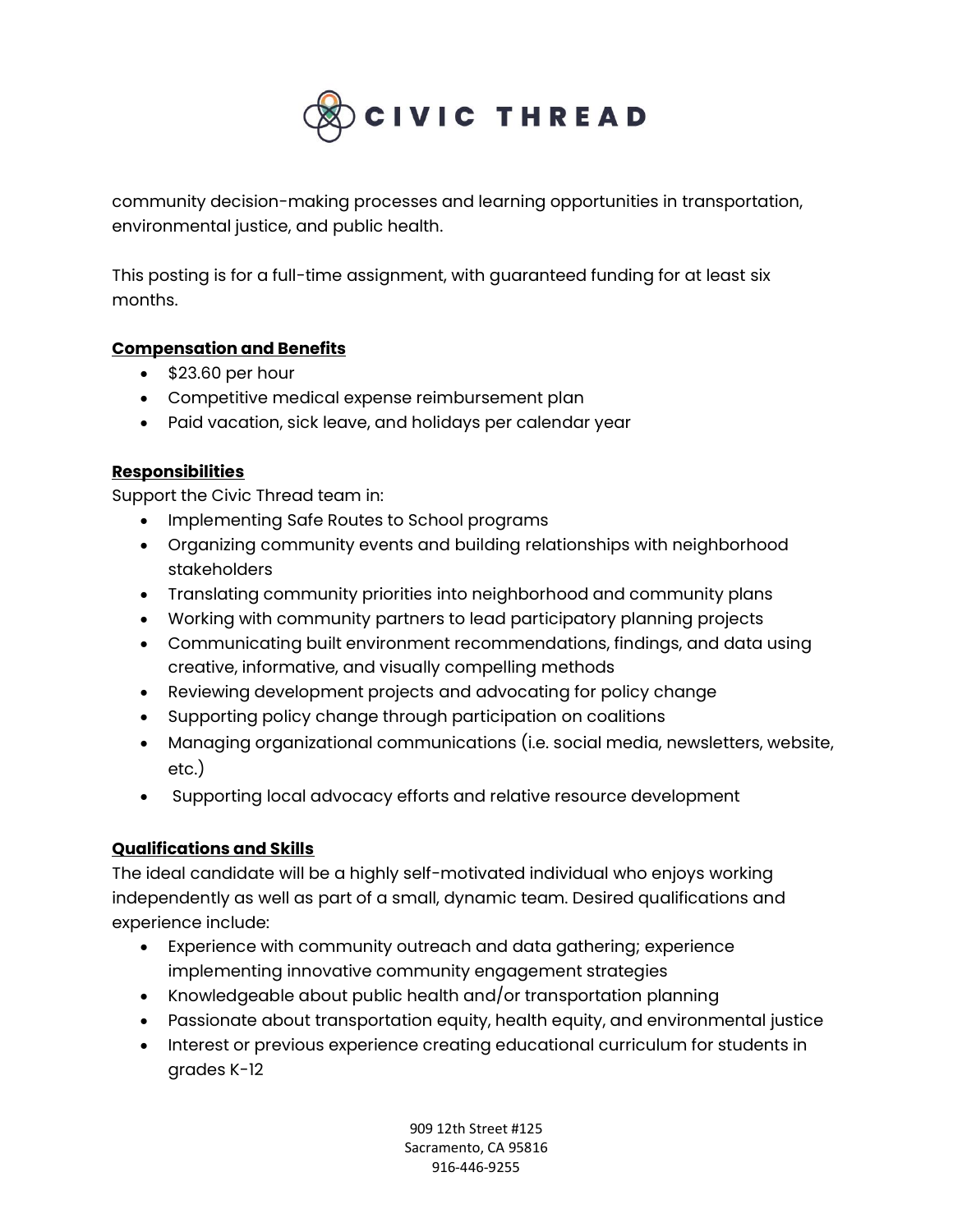community decision-making processes and learning opportunities in transportation, environmental justice, and public health.

This posting is for a full-time assignment, with guaranteed funding for at least six months.

**Compensation and Benefits**

- $23.60 per hour
- Competitive medical expense reimbursement plan
- Paid vacation, sick leave, and holidays per calendar year

**Responsibilities**

Support the Civic Thread team in:

- Implementing Safe Routes to School programs
- Organizing community events and building relationships with neighborhood stakeholders
- Translating community priorities into neighborhood and community plans
- Working with community partners to lead participatory planning projects
- Communicating built environment recommendations, findings, and data using creative, informative, and visually compelling methods
- Reviewing development projects and advocating for policy change
- Supporting policy change through participation on coalitions
- Managing organizational communications (i.e. social media, newsletters, website, etc.)
- Supporting local advocacy efforts and relative resource development

**Qualifications and Skills**

The ideal candidate will be a highly self-motivated individual who enjoys working independently as well as part of a small, dynamic team. Desired qualifications and experience include:

- Experience with community outreach and data gathering; experience implementing innovative community engagement strategies
- Knowledgeable about public health and/or transportation planning
- Passionate about transportation equity, health equity, and environmental justice
- Interest or previous experience creating educational curriculum for students in grades K-12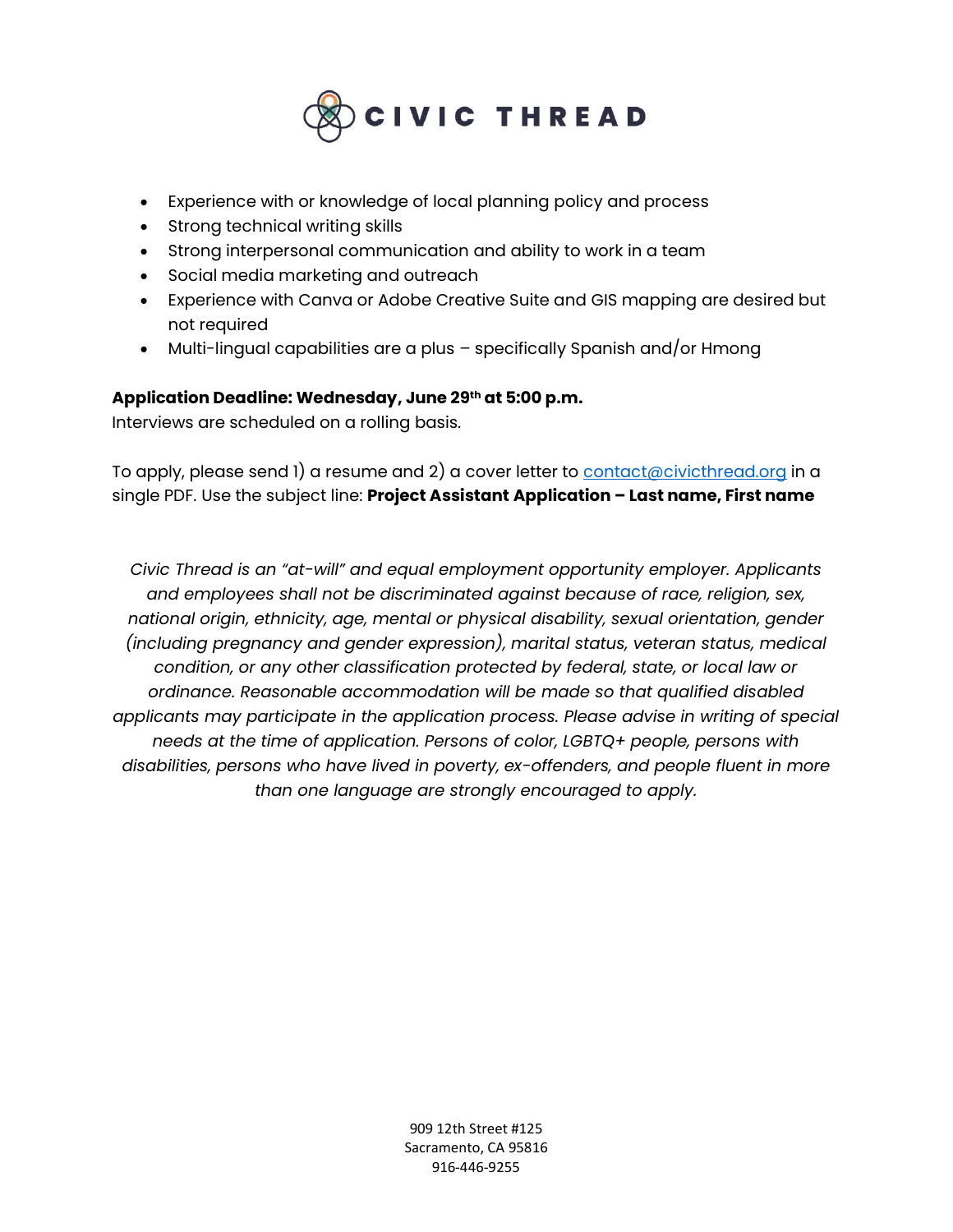- Experience with or knowledge of local planning policy and process
- Strong technical writing skills
- Strong interpersonal communication and ability to work in a team
- Social media marketing and outreach
- Experience with Canva or Adobe Creative Suite and GIS mapping are desired but not required
- Multi-lingual capabilities are a plus – specifically Spanish and/or Hmong

**Application Deadline: Wednesday, June 29th at 5:00 p.m.**
Interviews are scheduled on a rolling basis.

To apply, please send 1) a resume and 2) a cover letter to contact@civicthread.org in a single PDF. Use the subject line: **Project Assistant Application – Last name, First name**

*Civic Thread is an "at-will" and equal employment opportunity employer. Applicants and employees shall not be discriminated against because of race, religion, sex, national origin, ethnicity, age, mental or physical disability, sexual orientation, gender (including pregnancy and gender expression), marital status, veteran status, medical condition, or any other classification protected by federal, state, or local law or ordinance. Reasonable accommodation will be made so that qualified disabled applicants may participate in the application process. Please advise in writing of special needs at the time of application. Persons of color, LGBTQ+ people, persons with disabilities, persons who have lived in poverty, ex-offenders, and people fluent in more than one language are strongly encouraged to apply.*

909 12th Street #125
Sacramento, CA 95816
916-446-9255